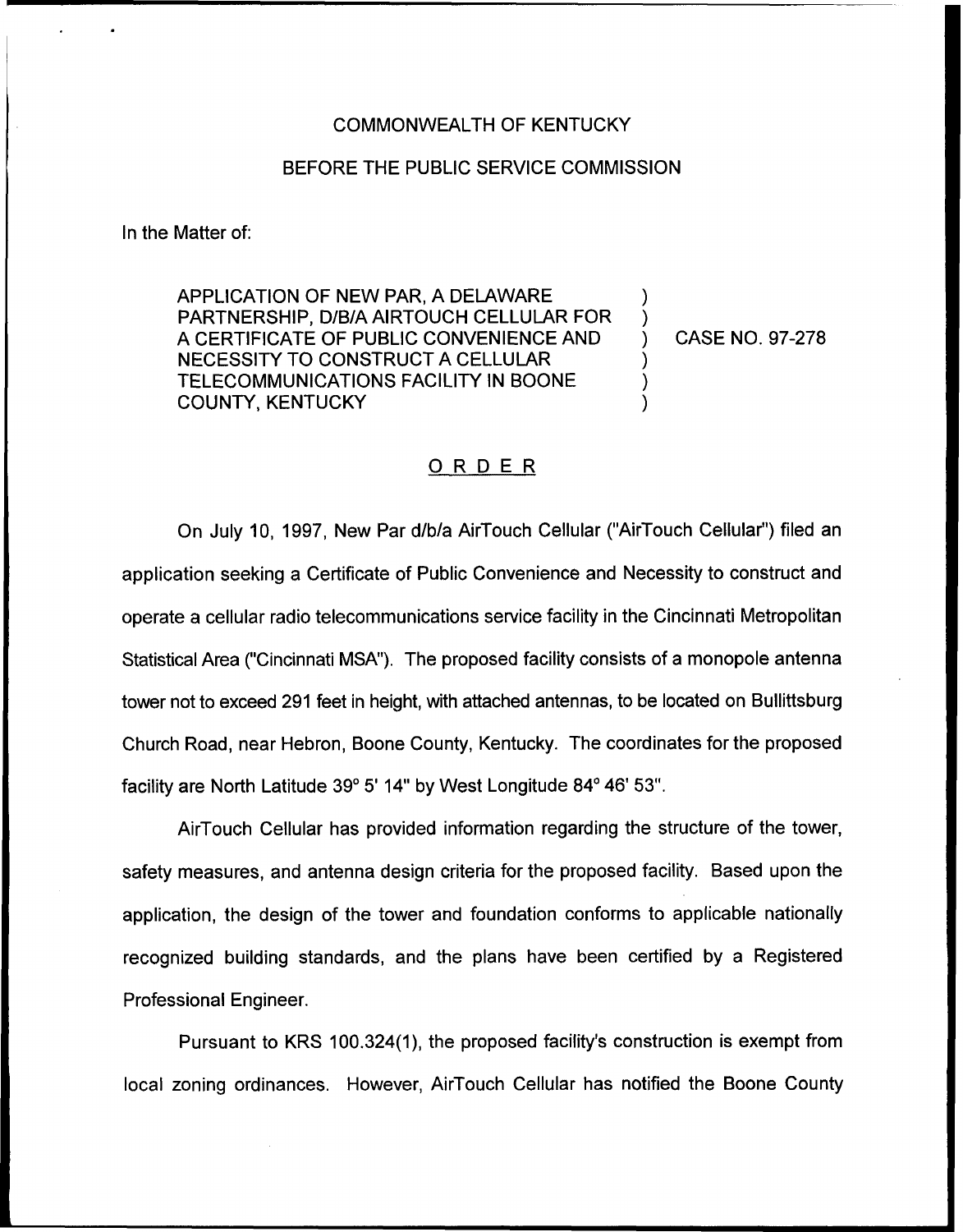COMMONWEALTH OF KENTUCKY

BEFORE THE PUBLIC SERVICE COMMISSION

In the Matter of:

APPLICATION OF NEW PAR, A DELAWARE PARTNERSHIP, D/B/A AIRTOUCH CELLULAR FOR A CERTIFICATE OF PUBLIC CONVENIENCE AND NECESSITY TO CONSTRUCT A CELLULAR TELECOMMUNICATIONS FACILITY IN BOONE COUNTY, KENTUCKY ) CASE NO. 97-278

ORDER

On July 10, 1997, New Par d/b/a AirTouch Cellular ("AirTouch Cellular") filed an application seeking a Certificate of Public Convenience and Necessity to construct and operate a cellular radio telecommunications service facility in the Cincinnati Metropolitan Statistical Area ("Cincinnati MSA"). The proposed facility consists of a monopole antenna tower not to exceed 291 feet in height, with attached antennas, to be located on Bullittsburg Church Road, near Hebron, Boone County, Kentucky. The coordinates for the proposed facility are North Latitude 39° 5' 14" by West Longitude 84° 46' 53".

AirTouch Cellular has provided information regarding the structure of the tower, safety measures, and antenna design criteria for the proposed facility. Based upon the application, the design of the tower and foundation conforms to applicable nationally recognized building standards, and the plans have been certified by a Registered Professional Engineer.

Pursuant to KRS 100.324(1), the proposed facility's construction is exempt from local zoning ordinances. However, AirTouch Cellular has notified the Boone County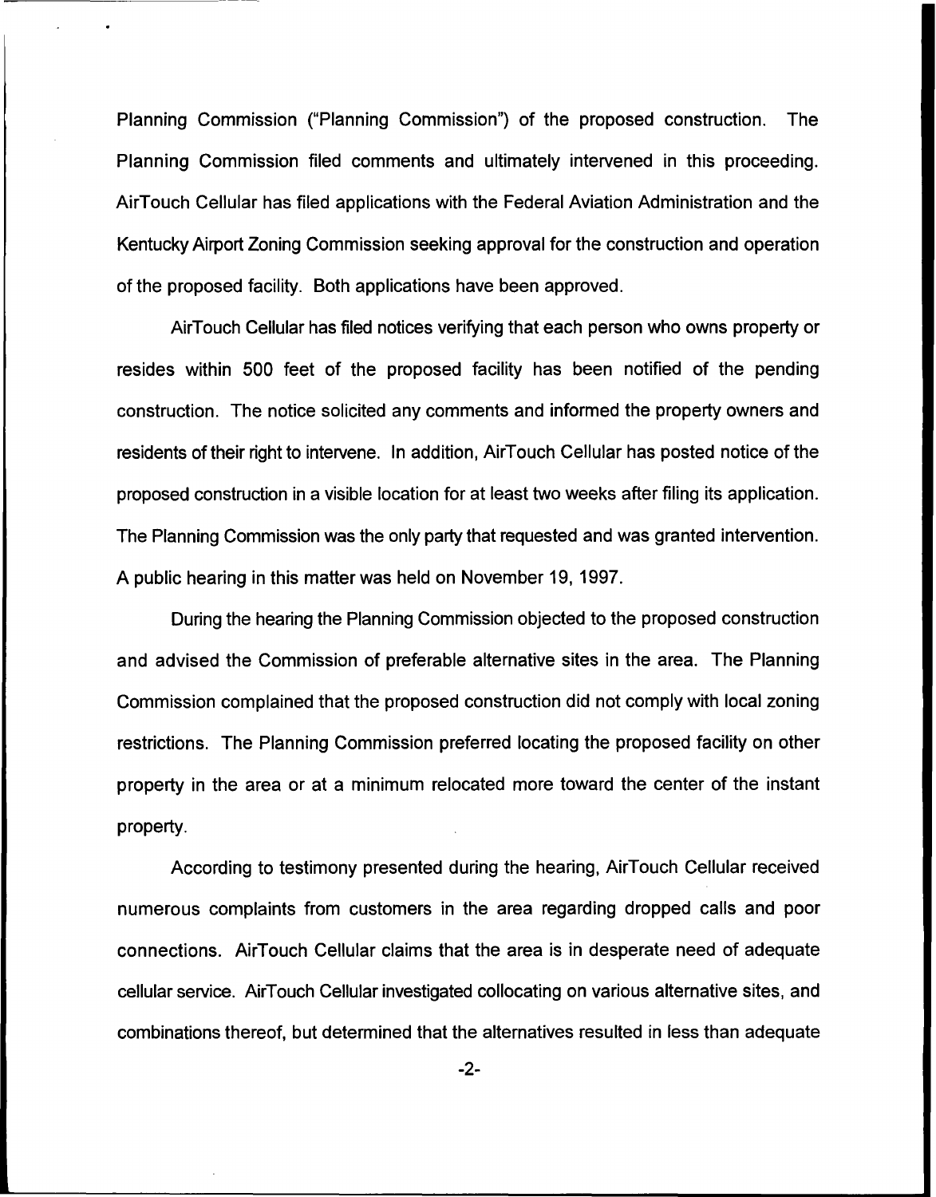Planning Commission ("Planning Commission") of the proposed construction. The Planning Commission filed comments and ultimately intervened in this proceeding. AirTouch Cellular has filed applications with the Federal Aviation Administration and the Kentucky Airport Zoning Commission seeking approval for the construction and operation of the proposed facility. Both applications have been approved.

AirTouch Cellular has filed notices verifying that each person who owns property or resides within 500 feet of the proposed facility has been notified of the pending construction. The notice solicited any comments and informed the property owners and residents of their right to intervene. In addition, AirTouch Cellular has posted notice of the proposed construction in a visible location for at least two weeks after filing its application. The Planning Commission was the only party that requested and was granted intervention. A public hearing in this matter was held on November 19, 1997.

During the hearing the Planning Commission objected to the proposed construction and advised the Commission of preferable alternative sites in the area. The Planning Commission complained that the proposed construction did not comply with local zoning restrictions. The Planning Commission preferred locating the proposed facility on other property in the area or at a minimum relocated more toward the center of the instant property.

According to testimony presented during the hearing, AirTouch Cellular received numerous complaints from customers in the area regarding dropped calls and poor connections. AirTouch Cellular claims that the area is in desperate need of adequate cellular service. AirTouch Cellular investigated collocating on various alternative sites, and combinations thereof, but determined that the alternatives resulted in less than adequate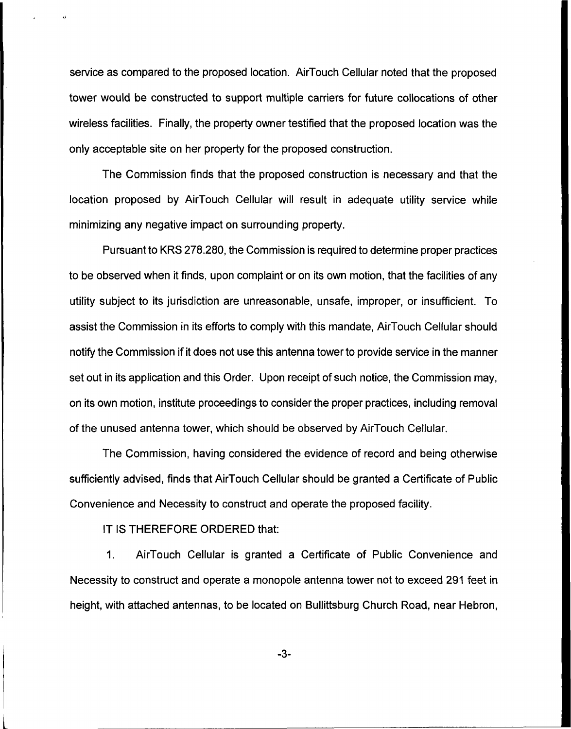service as compared to the proposed location. AirTouch Cellular noted that the proposed tower would be constructed to support multiple carriers for future collocations of other wireless facilities. Finally, the property owner testified that the proposed location was the only acceptable site on her property for the proposed construction.

The Commission finds that the proposed construction is necessary and that the location proposed by AirTouch Cellular will result in adequate utility service while minimizing any negative impact on surrounding property.

Pursuant to KRS 278.280, the Commission is required to determine proper practices to be observed when it finds, upon complaint or on its own motion, that the facilities of any utility subject to its jurisdiction are unreasonable, unsafe, improper, or insufficient. To assist the Commission in its efforts to comply with this mandate, AirTouch Cellular should notify the Commission if it does not use this antenna tower to provide service in the manner set out in its application and this Order. Upon receipt of such notice, the Commission may, on its own motion, institute proceedings to consider the proper practices, including removal of the unused antenna tower, which should be observed by AirTouch Cellular.

The Commission, having considered the evidence of record and being otherwise sufficiently advised, finds that AirTouch Cellular should be granted a Certificate of Public Convenience and Necessity to construct and operate the proposed facility.

IT IS THEREFORE ORDERED that:

1. AirTouch Cellular is granted a Certificate of Public Convenience and Necessity to construct and operate a monopole antenna tower not to exceed 291 feet in height, with attached antennas, to be located on Bullittsburg Church Road, near Hebron,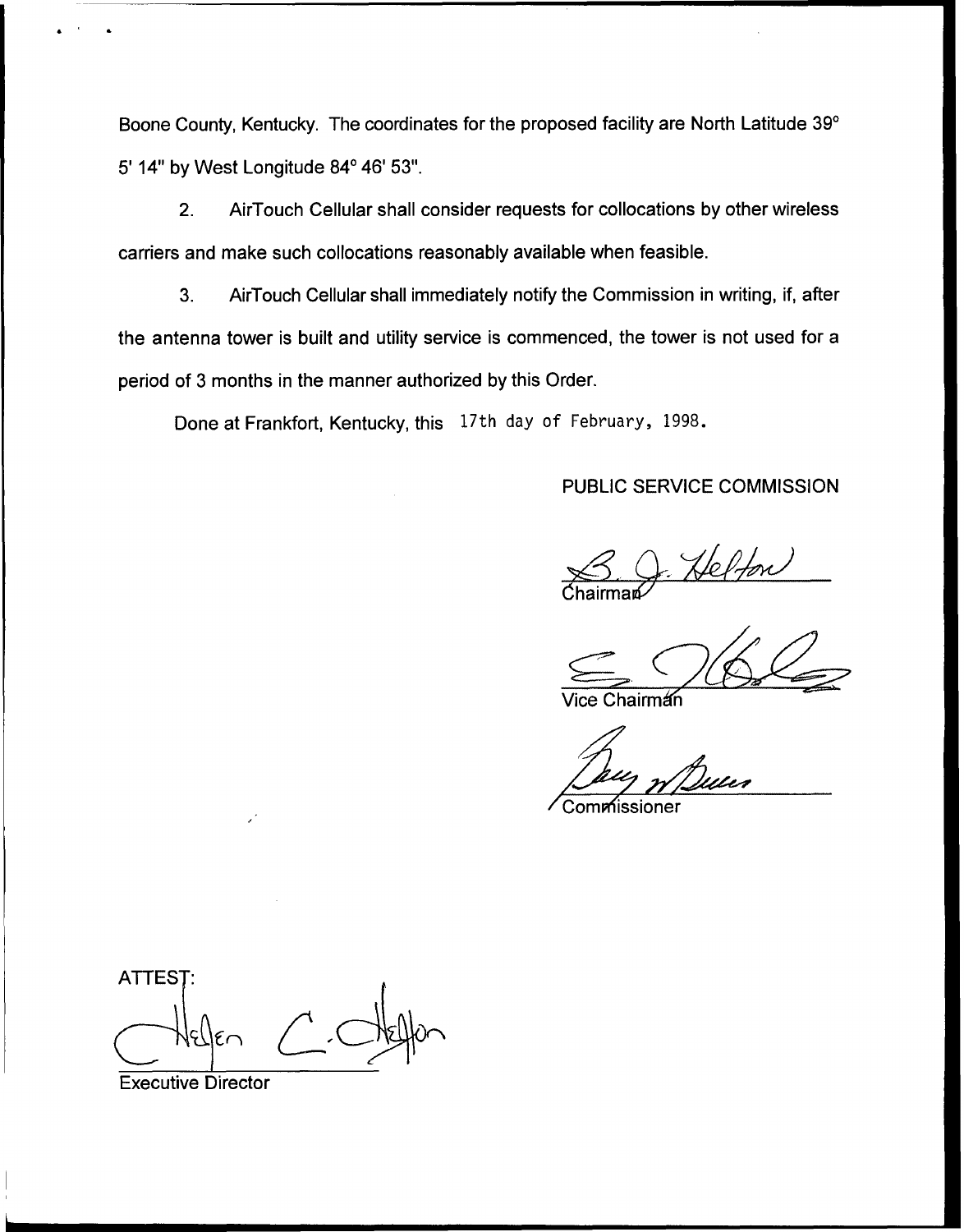Boone County, Kentucky. The coordinates for the proposed facility are North Latitude 39° 5' 14" by West Longitude 84° 46' 53".

2. AirTouch Cellular shall consider requests for collocations by other wireless carriers and make such collocations reasonably available when feasible.

3. AirTouch Cellular shall immediately notify the Commission in writing, if, after the antenna tower is built and utility service is commenced, the tower is not used for a period of 3 months in the manner authorized by this Order.

Done at Frankfort, Kentucky, this 17th day of February, 1998.

PUBLIC SERVICE COMMISSION

Chairman

Vice Chairman

Commissioner

ATTEST:

Executive Director